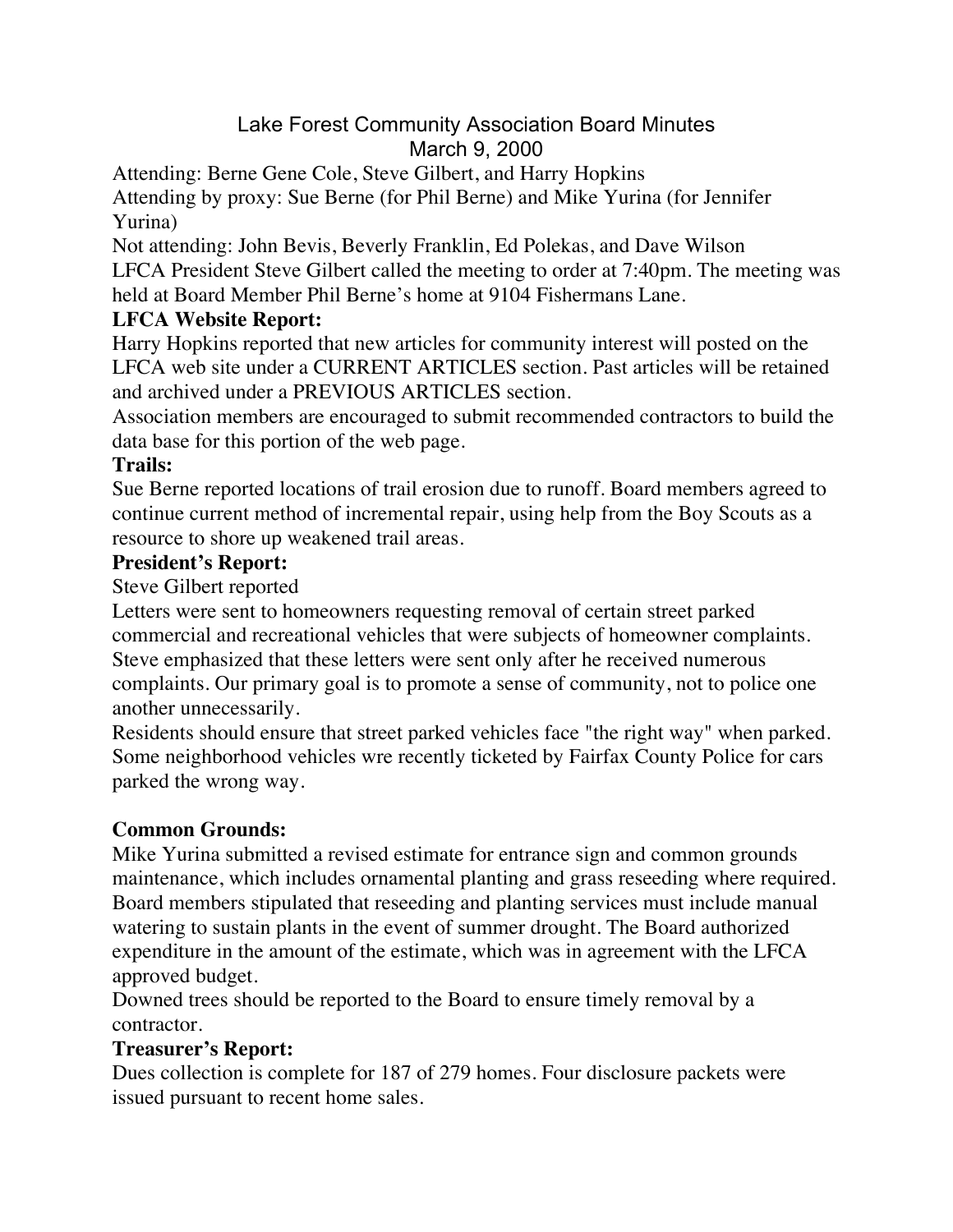# Lake Forest Community Association Board Minutes
## March 9, 2000

Attending: Berne Gene Cole, Steve Gilbert, and Harry Hopkins
Attending by proxy: Sue Berne (for Phil Berne) and Mike Yurina (for Jennifer Yurina)
Not attending: John Bevis, Beverly Franklin, Ed Polekas, and Dave Wilson
LFCA President Steve Gilbert called the meeting to order at 7:40pm. The meeting was held at Board Member Phil Berne's home at 9104 Fishermans Lane.

**LFCA Website Report:**

Harry Hopkins reported that new articles for community interest will posted on the LFCA web site under a CURRENT ARTICLES section. Past articles will be retained and archived under a PREVIOUS ARTICLES section.

Association members are encouraged to submit recommended contractors to build the data base for this portion of the web page.

**Trails:**

Sue Berne reported locations of trail erosion due to runoff. Board members agreed to continue current method of incremental repair, using help from the Boy Scouts as a resource to shore up weakened trail areas.

**President's Report:**

Steve Gilbert reported

Letters were sent to homeowners requesting removal of certain street parked commercial and recreational vehicles that were subjects of homeowner complaints. Steve emphasized that these letters were sent only after he received numerous complaints. Our primary goal is to promote a sense of community, not to police one another unnecessarily.

Residents should ensure that street parked vehicles face "the right way" when parked. Some neighborhood vehicles wre recently ticketed by Fairfax County Police for cars parked the wrong way.

**Common Grounds:**

Mike Yurina submitted a revised estimate for entrance sign and common grounds maintenance, which includes ornamental planting and grass reseeding where required. Board members stipulated that reseeding and planting services must include manual watering to sustain plants in the event of summer drought. The Board authorized expenditure in the amount of the estimate, which was in agreement with the LFCA approved budget.

Downed trees should be reported to the Board to ensure timely removal by a contractor.

**Treasurer's Report:**

Dues collection is complete for 187 of 279 homes. Four disclosure packets were issued pursuant to recent home sales.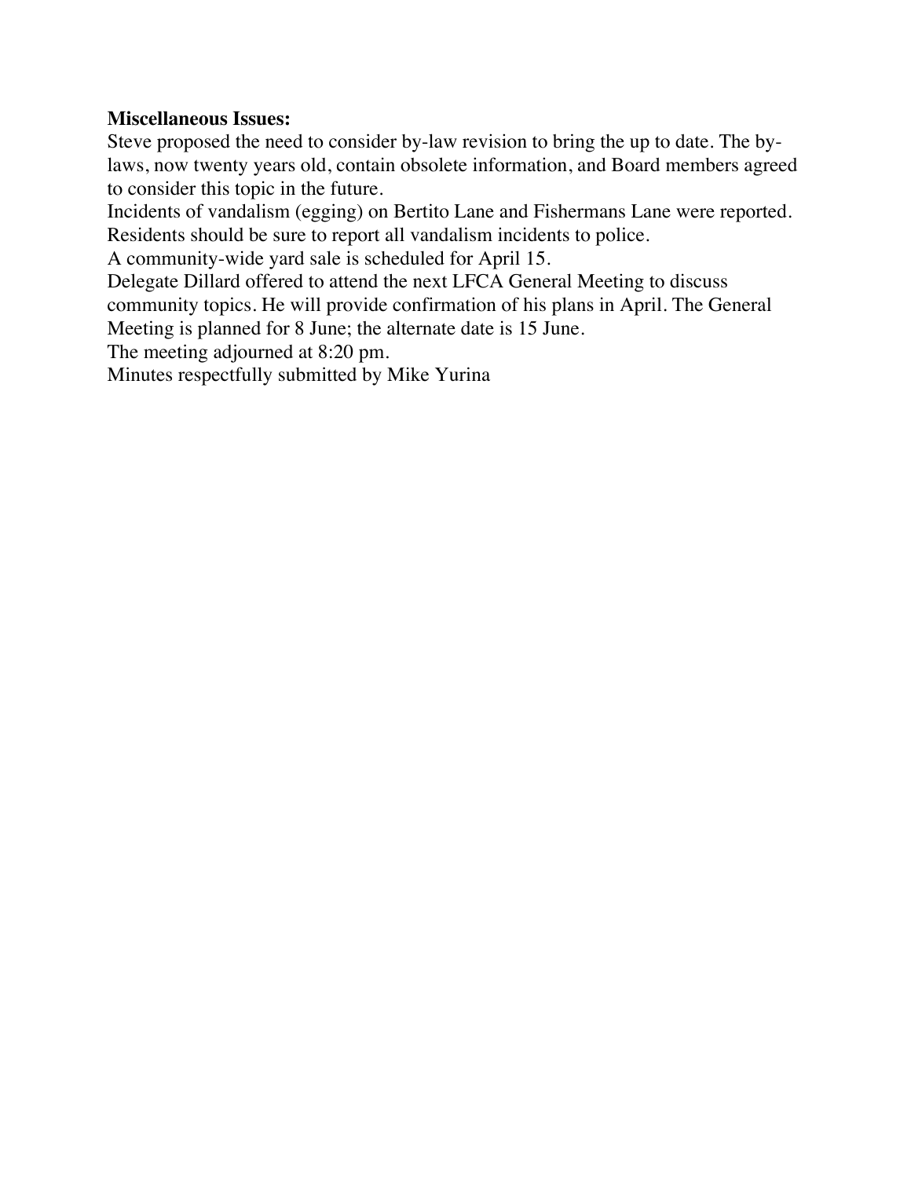**Miscellaneous Issues:**

Steve proposed the need to consider by-law revision to bring the up to date. The by-laws, now twenty years old, contain obsolete information, and Board members agreed to consider this topic in the future.

Incidents of vandalism (egging) on Bertito Lane and Fishermans Lane were reported. Residents should be sure to report all vandalism incidents to police.

A community-wide yard sale is scheduled for April 15.

Delegate Dillard offered to attend the next LFCA General Meeting to discuss community topics. He will provide confirmation of his plans in April. The General Meeting is planned for 8 June; the alternate date is 15 June.

The meeting adjourned at 8:20 pm.

Minutes respectfully submitted by Mike Yurina